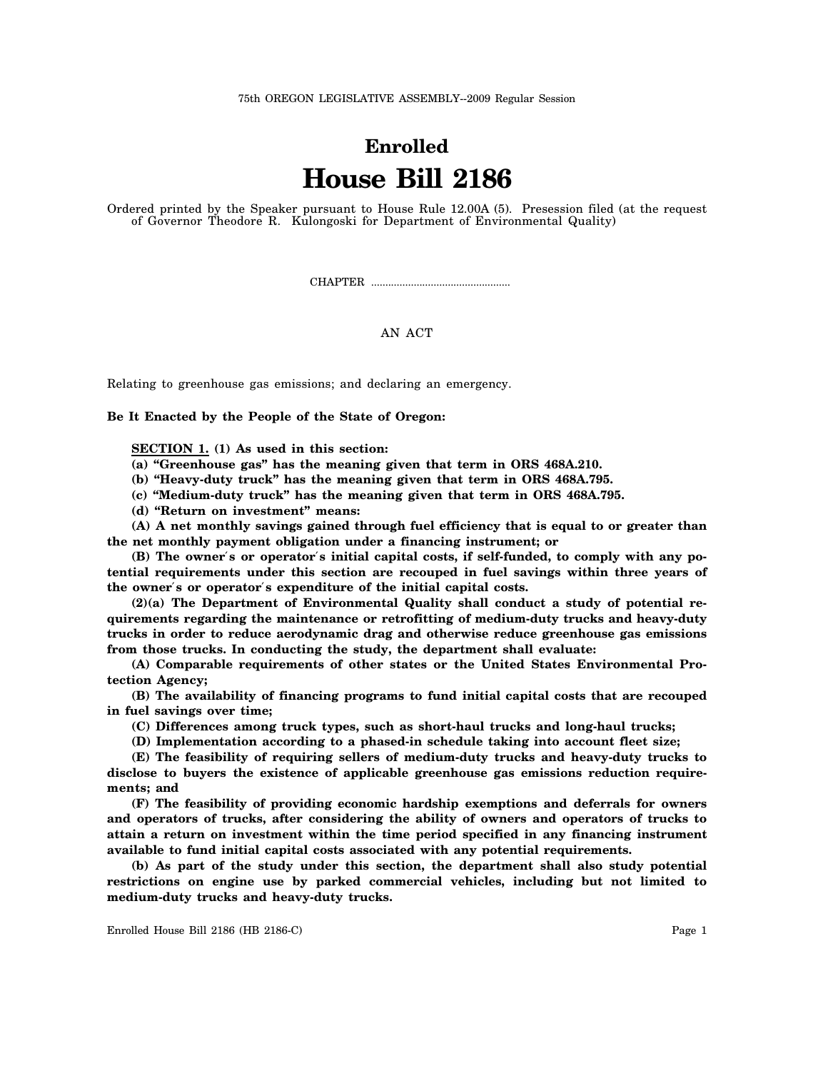75th OREGON LEGISLATIVE ASSEMBLY--2009 Regular Session

# Enrolled

# House Bill 2186

Ordered printed by the Speaker pursuant to House Rule 12.00A (5). Presession filed (at the request of Governor Theodore R. Kulongoski for Department of Environmental Quality)

CHAPTER .................................................

AN ACT

Relating to greenhouse gas emissions; and declaring an emergency.

**Be It Enacted by the People of the State of Oregon:**

**SECTION 1. (1) As used in this section:**

**(a) "Greenhouse gas" has the meaning given that term in ORS 468A.210.**

**(b) "Heavy-duty truck" has the meaning given that term in ORS 468A.795.**

**(c) "Medium-duty truck" has the meaning given that term in ORS 468A.795.**

**(d) "Return on investment" means:**

**(A) A net monthly savings gained through fuel efficiency that is equal to or greater than the net monthly payment obligation under a financing instrument; or**

**(B) The owner's or operator's initial capital costs, if self-funded, to comply with any potential requirements under this section are recouped in fuel savings within three years of the owner's or operator's expenditure of the initial capital costs.**

**(2)(a) The Department of Environmental Quality shall conduct a study of potential requirements regarding the maintenance or retrofitting of medium-duty trucks and heavy-duty trucks in order to reduce aerodynamic drag and otherwise reduce greenhouse gas emissions from those trucks. In conducting the study, the department shall evaluate:**

**(A) Comparable requirements of other states or the United States Environmental Protection Agency;**

**(B) The availability of financing programs to fund initial capital costs that are recouped in fuel savings over time;**

**(C) Differences among truck types, such as short-haul trucks and long-haul trucks;**

**(D) Implementation according to a phased-in schedule taking into account fleet size;**

**(E) The feasibility of requiring sellers of medium-duty trucks and heavy-duty trucks to disclose to buyers the existence of applicable greenhouse gas emissions reduction requirements; and**

**(F) The feasibility of providing economic hardship exemptions and deferrals for owners and operators of trucks, after considering the ability of owners and operators of trucks to attain a return on investment within the time period specified in any financing instrument available to fund initial capital costs associated with any potential requirements.**

**(b) As part of the study under this section, the department shall also study potential restrictions on engine use by parked commercial vehicles, including but not limited to medium-duty trucks and heavy-duty trucks.**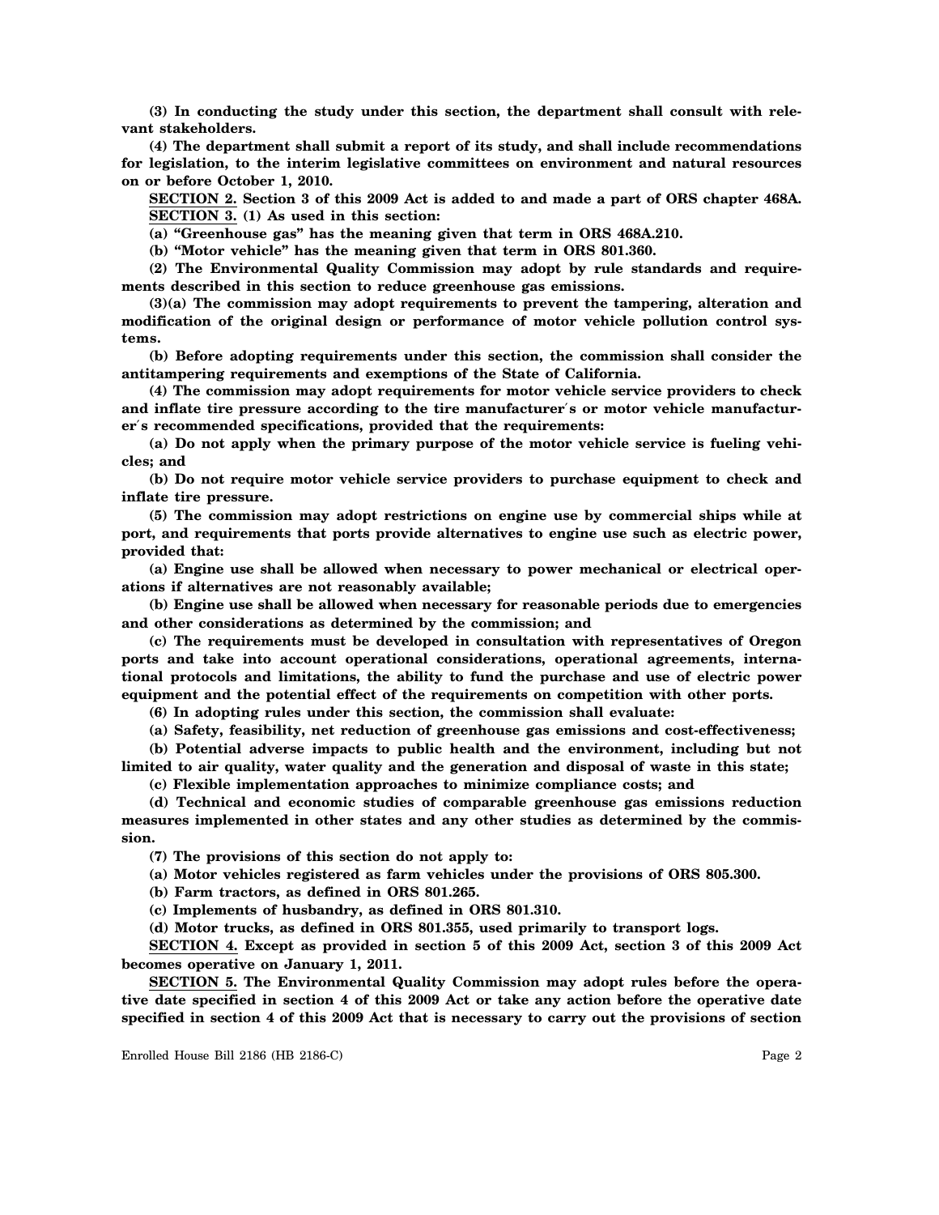**(3) In conducting the study under this section, the department shall consult with relevant stakeholders.**

**(4) The department shall submit a report of its study, and shall include recommendations for legislation, to the interim legislative committees on environment and natural resources on or before October 1, 2010.**

**SECTION 2. Section 3 of this 2009 Act is added to and made a part of ORS chapter 468A.**

**SECTION 3. (1) As used in this section:**

**(a) "Greenhouse gas" has the meaning given that term in ORS 468A.210.**

**(b) "Motor vehicle" has the meaning given that term in ORS 801.360.**

**(2) The Environmental Quality Commission may adopt by rule standards and requirements described in this section to reduce greenhouse gas emissions.**

**(3)(a) The commission may adopt requirements to prevent the tampering, alteration and modification of the original design or performance of motor vehicle pollution control systems.**

**(b) Before adopting requirements under this section, the commission shall consider the antitampering requirements and exemptions of the State of California.**

**(4) The commission may adopt requirements for motor vehicle service providers to check and inflate tire pressure according to the tire manufacturer′s or motor vehicle manufacturer′s recommended specifications, provided that the requirements:**

**(a) Do not apply when the primary purpose of the motor vehicle service is fueling vehicles; and**

**(b) Do not require motor vehicle service providers to purchase equipment to check and inflate tire pressure.**

**(5) The commission may adopt restrictions on engine use by commercial ships while at port, and requirements that ports provide alternatives to engine use such as electric power, provided that:**

**(a) Engine use shall be allowed when necessary to power mechanical or electrical operations if alternatives are not reasonably available;**

**(b) Engine use shall be allowed when necessary for reasonable periods due to emergencies and other considerations as determined by the commission; and**

**(c) The requirements must be developed in consultation with representatives of Oregon ports and take into account operational considerations, operational agreements, international protocols and limitations, the ability to fund the purchase and use of electric power equipment and the potential effect of the requirements on competition with other ports.**

**(6) In adopting rules under this section, the commission shall evaluate:**

**(a) Safety, feasibility, net reduction of greenhouse gas emissions and cost-effectiveness;**

**(b) Potential adverse impacts to public health and the environment, including but not limited to air quality, water quality and the generation and disposal of waste in this state;**

**(c) Flexible implementation approaches to minimize compliance costs; and**

**(d) Technical and economic studies of comparable greenhouse gas emissions reduction measures implemented in other states and any other studies as determined by the commission.**

**(7) The provisions of this section do not apply to:**

**(a) Motor vehicles registered as farm vehicles under the provisions of ORS 805.300.**

**(b) Farm tractors, as defined in ORS 801.265.**

**(c) Implements of husbandry, as defined in ORS 801.310.**

**(d) Motor trucks, as defined in ORS 801.355, used primarily to transport logs.**

**SECTION 4. Except as provided in section 5 of this 2009 Act, section 3 of this 2009 Act becomes operative on January 1, 2011.**

**SECTION 5. The Environmental Quality Commission may adopt rules before the operative date specified in section 4 of this 2009 Act or take any action before the operative date specified in section 4 of this 2009 Act that is necessary to carry out the provisions of section**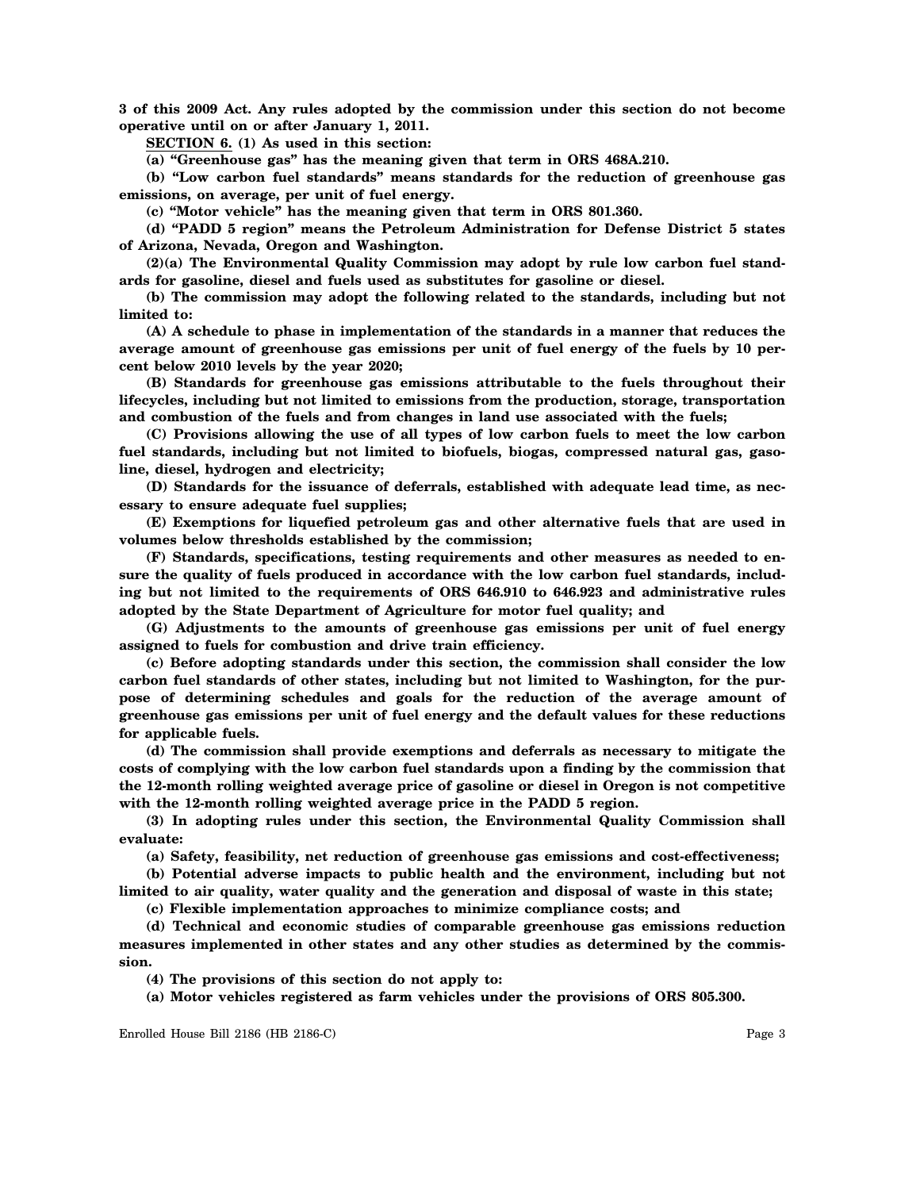**3 of this 2009 Act. Any rules adopted by the commission under this section do not become operative until on or after January 1, 2011.**

**SECTION 6. (1) As used in this section:**

**(a) "Greenhouse gas" has the meaning given that term in ORS 468A.210.**

**(b) "Low carbon fuel standards" means standards for the reduction of greenhouse gas emissions, on average, per unit of fuel energy.**

**(c) "Motor vehicle" has the meaning given that term in ORS 801.360.**

**(d) "PADD 5 region" means the Petroleum Administration for Defense District 5 states of Arizona, Nevada, Oregon and Washington.**

**(2)(a) The Environmental Quality Commission may adopt by rule low carbon fuel standards for gasoline, diesel and fuels used as substitutes for gasoline or diesel.**

**(b) The commission may adopt the following related to the standards, including but not limited to:**

**(A) A schedule to phase in implementation of the standards in a manner that reduces the average amount of greenhouse gas emissions per unit of fuel energy of the fuels by 10 percent below 2010 levels by the year 2020;**

**(B) Standards for greenhouse gas emissions attributable to the fuels throughout their lifecycles, including but not limited to emissions from the production, storage, transportation and combustion of the fuels and from changes in land use associated with the fuels;**

**(C) Provisions allowing the use of all types of low carbon fuels to meet the low carbon fuel standards, including but not limited to biofuels, biogas, compressed natural gas, gasoline, diesel, hydrogen and electricity;**

**(D) Standards for the issuance of deferrals, established with adequate lead time, as necessary to ensure adequate fuel supplies;**

**(E) Exemptions for liquefied petroleum gas and other alternative fuels that are used in volumes below thresholds established by the commission;**

**(F) Standards, specifications, testing requirements and other measures as needed to ensure the quality of fuels produced in accordance with the low carbon fuel standards, including but not limited to the requirements of ORS 646.910 to 646.923 and administrative rules adopted by the State Department of Agriculture for motor fuel quality; and**

**(G) Adjustments to the amounts of greenhouse gas emissions per unit of fuel energy assigned to fuels for combustion and drive train efficiency.**

**(c) Before adopting standards under this section, the commission shall consider the low carbon fuel standards of other states, including but not limited to Washington, for the purpose of determining schedules and goals for the reduction of the average amount of greenhouse gas emissions per unit of fuel energy and the default values for these reductions for applicable fuels.**

**(d) The commission shall provide exemptions and deferrals as necessary to mitigate the costs of complying with the low carbon fuel standards upon a finding by the commission that the 12-month rolling weighted average price of gasoline or diesel in Oregon is not competitive with the 12-month rolling weighted average price in the PADD 5 region.**

**(3) In adopting rules under this section, the Environmental Quality Commission shall evaluate:**

**(a) Safety, feasibility, net reduction of greenhouse gas emissions and cost-effectiveness;**

**(b) Potential adverse impacts to public health and the environment, including but not limited to air quality, water quality and the generation and disposal of waste in this state;**

**(c) Flexible implementation approaches to minimize compliance costs; and**

**(d) Technical and economic studies of comparable greenhouse gas emissions reduction measures implemented in other states and any other studies as determined by the commission.**

**(4) The provisions of this section do not apply to:**

**(a) Motor vehicles registered as farm vehicles under the provisions of ORS 805.300.**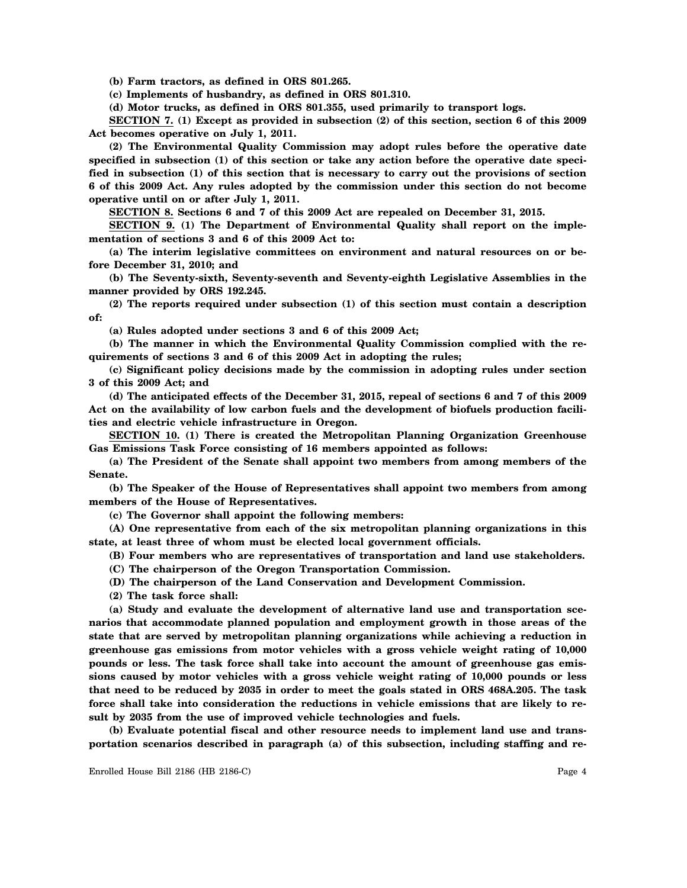**(b) Farm tractors, as defined in ORS 801.265.**

**(c) Implements of husbandry, as defined in ORS 801.310.**

**(d) Motor trucks, as defined in ORS 801.355, used primarily to transport logs.**

**SECTION 7. (1) Except as provided in subsection (2) of this section, section 6 of this 2009 Act becomes operative on July 1, 2011.**

**(2) The Environmental Quality Commission may adopt rules before the operative date specified in subsection (1) of this section or take any action before the operative date specified in subsection (1) of this section that is necessary to carry out the provisions of section 6 of this 2009 Act. Any rules adopted by the commission under this section do not become operative until on or after July 1, 2011.**

**SECTION 8. Sections 6 and 7 of this 2009 Act are repealed on December 31, 2015.**

**SECTION 9. (1) The Department of Environmental Quality shall report on the implementation of sections 3 and 6 of this 2009 Act to:**

**(a) The interim legislative committees on environment and natural resources on or before December 31, 2010; and**

**(b) The Seventy-sixth, Seventy-seventh and Seventy-eighth Legislative Assemblies in the manner provided by ORS 192.245.**

**(2) The reports required under subsection (1) of this section must contain a description of:**

**(a) Rules adopted under sections 3 and 6 of this 2009 Act;**

**(b) The manner in which the Environmental Quality Commission complied with the requirements of sections 3 and 6 of this 2009 Act in adopting the rules;**

**(c) Significant policy decisions made by the commission in adopting rules under section 3 of this 2009 Act; and**

**(d) The anticipated effects of the December 31, 2015, repeal of sections 6 and 7 of this 2009 Act on the availability of low carbon fuels and the development of biofuels production facilities and electric vehicle infrastructure in Oregon.**

**SECTION 10. (1) There is created the Metropolitan Planning Organization Greenhouse Gas Emissions Task Force consisting of 16 members appointed as follows:**

**(a) The President of the Senate shall appoint two members from among members of the Senate.**

**(b) The Speaker of the House of Representatives shall appoint two members from among members of the House of Representatives.**

**(c) The Governor shall appoint the following members:**

**(A) One representative from each of the six metropolitan planning organizations in this state, at least three of whom must be elected local government officials.**

**(B) Four members who are representatives of transportation and land use stakeholders.**

**(C) The chairperson of the Oregon Transportation Commission.**

**(D) The chairperson of the Land Conservation and Development Commission.**

**(2) The task force shall:**

**(a) Study and evaluate the development of alternative land use and transportation scenarios that accommodate planned population and employment growth in those areas of the state that are served by metropolitan planning organizations while achieving a reduction in greenhouse gas emissions from motor vehicles with a gross vehicle weight rating of 10,000 pounds or less. The task force shall take into account the amount of greenhouse gas emissions caused by motor vehicles with a gross vehicle weight rating of 10,000 pounds or less that need to be reduced by 2035 in order to meet the goals stated in ORS 468A.205. The task force shall take into consideration the reductions in vehicle emissions that are likely to result by 2035 from the use of improved vehicle technologies and fuels.**

**(b) Evaluate potential fiscal and other resource needs to implement land use and transportation scenarios described in paragraph (a) of this subsection, including staffing and re-**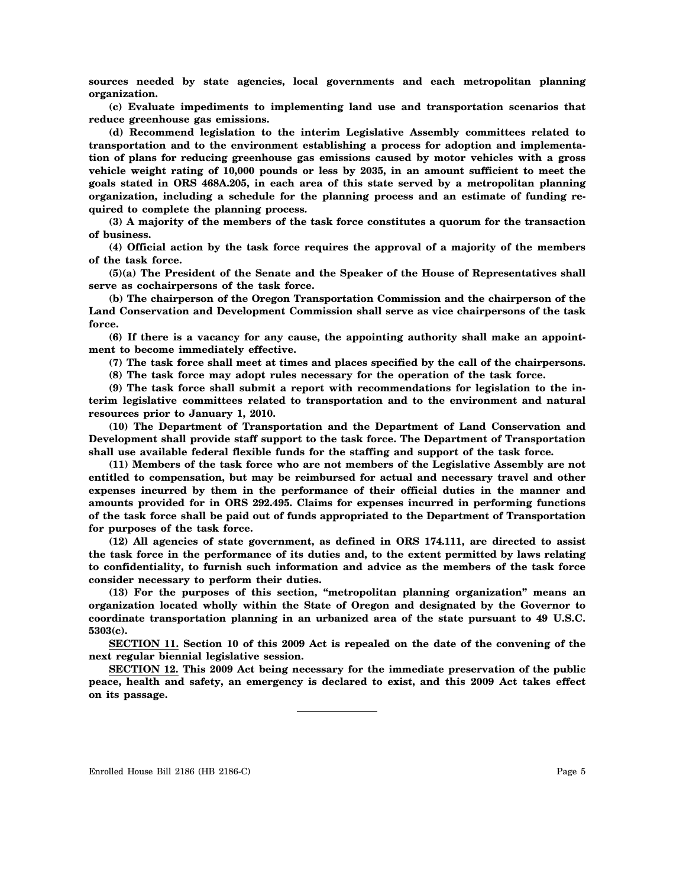**sources needed by state agencies, local governments and each metropolitan planning organization.**

**(c) Evaluate impediments to implementing land use and transportation scenarios that reduce greenhouse gas emissions.**

**(d) Recommend legislation to the interim Legislative Assembly committees related to transportation and to the environment establishing a process for adoption and implementation of plans for reducing greenhouse gas emissions caused by motor vehicles with a gross vehicle weight rating of 10,000 pounds or less by 2035, in an amount sufficient to meet the goals stated in ORS 468A.205, in each area of this state served by a metropolitan planning organization, including a schedule for the planning process and an estimate of funding required to complete the planning process.**

**(3) A majority of the members of the task force constitutes a quorum for the transaction of business.**

**(4) Official action by the task force requires the approval of a majority of the members of the task force.**

**(5)(a) The President of the Senate and the Speaker of the House of Representatives shall serve as cochairpersons of the task force.**

**(b) The chairperson of the Oregon Transportation Commission and the chairperson of the Land Conservation and Development Commission shall serve as vice chairpersons of the task force.**

**(6) If there is a vacancy for any cause, the appointing authority shall make an appointment to become immediately effective.**

**(7) The task force shall meet at times and places specified by the call of the chairpersons.**

**(8) The task force may adopt rules necessary for the operation of the task force.**

**(9) The task force shall submit a report with recommendations for legislation to the interim legislative committees related to transportation and to the environment and natural resources prior to January 1, 2010.**

**(10) The Department of Transportation and the Department of Land Conservation and Development shall provide staff support to the task force. The Department of Transportation shall use available federal flexible funds for the staffing and support of the task force.**

**(11) Members of the task force who are not members of the Legislative Assembly are not entitled to compensation, but may be reimbursed for actual and necessary travel and other expenses incurred by them in the performance of their official duties in the manner and amounts provided for in ORS 292.495. Claims for expenses incurred in performing functions of the task force shall be paid out of funds appropriated to the Department of Transportation for purposes of the task force.**

**(12) All agencies of state government, as defined in ORS 174.111, are directed to assist the task force in the performance of its duties and, to the extent permitted by laws relating to confidentiality, to furnish such information and advice as the members of the task force consider necessary to perform their duties.**

**(13) For the purposes of this section, "metropolitan planning organization" means an organization located wholly within the State of Oregon and designated by the Governor to coordinate transportation planning in an urbanized area of the state pursuant to 49 U.S.C. 5303(c).**

**SECTION 11. Section 10 of this 2009 Act is repealed on the date of the convening of the next regular biennial legislative session.**

**SECTION 12. This 2009 Act being necessary for the immediate preservation of the public peace, health and safety, an emergency is declared to exist, and this 2009 Act takes effect on its passage.**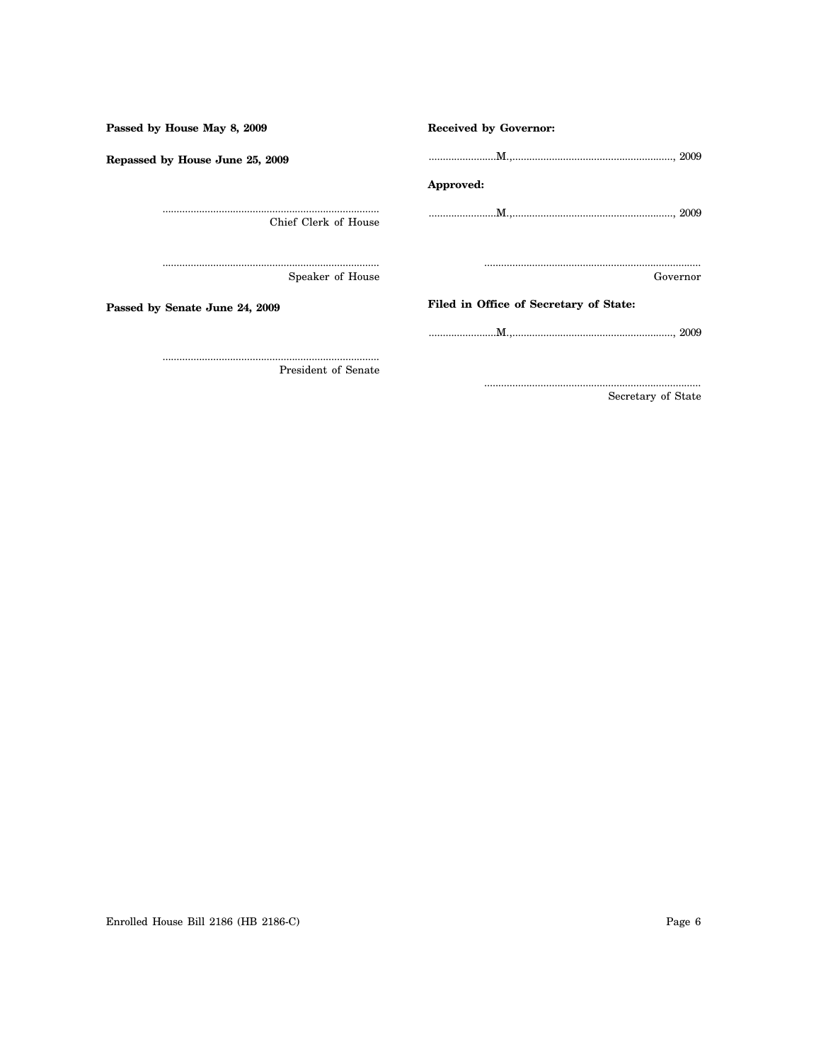**Passed by House May 8, 2009**

**Repassed by House June 25, 2009**

.............................................................................
Chief Clerk of House

.............................................................................
Speaker of House

**Passed by Senate June 24, 2009**

.............................................................................
President of Senate

**Received by Governor:**

........................M.,.........................................................., 2009

**Approved:**

........................M.,.........................................................., 2009

.............................................................................
Governor

**Filed in Office of Secretary of State:**

........................M.,.........................................................., 2009

.............................................................................
Secretary of State

Enrolled House Bill 2186 (HB 2186-C)